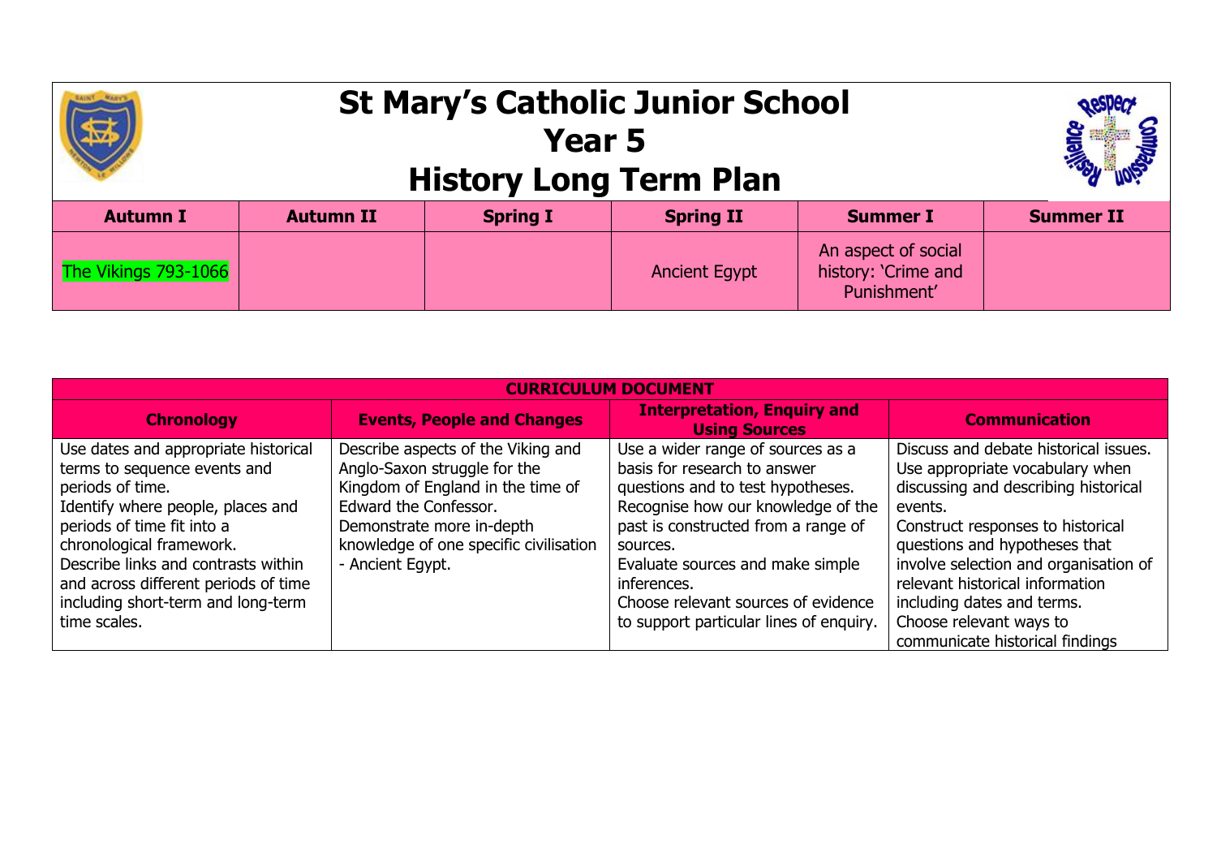# St Mary's Catholic Junior School
## Year 5
## History Long Term Plan

| Autumn I | Autumn II | Spring I | Spring II | Summer I | Summer II |
|---|---|---|---|---|---|
| The Vikings 793-1066 | | | Ancient Egypt | An aspect of social history: 'Crime and Punishment' | |

| CURRICULUM DOCUMENT | | | |
|---|---|---|---|
| **Chronology** | **Events, People and Changes** | **Interpretation, Enquiry and Using Sources** | **Communication** |
| Use dates and appropriate historical terms to sequence events and periods of time. Identify where people, places and periods of time fit into a chronological framework. Describe links and contrasts within and across different periods of time including short-term and long-term time scales. | Describe aspects of the Viking and Anglo-Saxon struggle for the Kingdom of England in the time of Edward the Confessor. Demonstrate more in-depth knowledge of one specific civilisation - Ancient Egypt. | Use a wider range of sources as a basis for research to answer questions and to test hypotheses. Recognise how our knowledge of the past is constructed from a range of sources. Evaluate sources and make simple inferences. Choose relevant sources of evidence to support particular lines of enquiry. | Discuss and debate historical issues. Use appropriate vocabulary when discussing and describing historical events. Construct responses to historical questions and hypotheses that involve selection and organisation of relevant historical information including dates and terms. Choose relevant ways to communicate historical findings |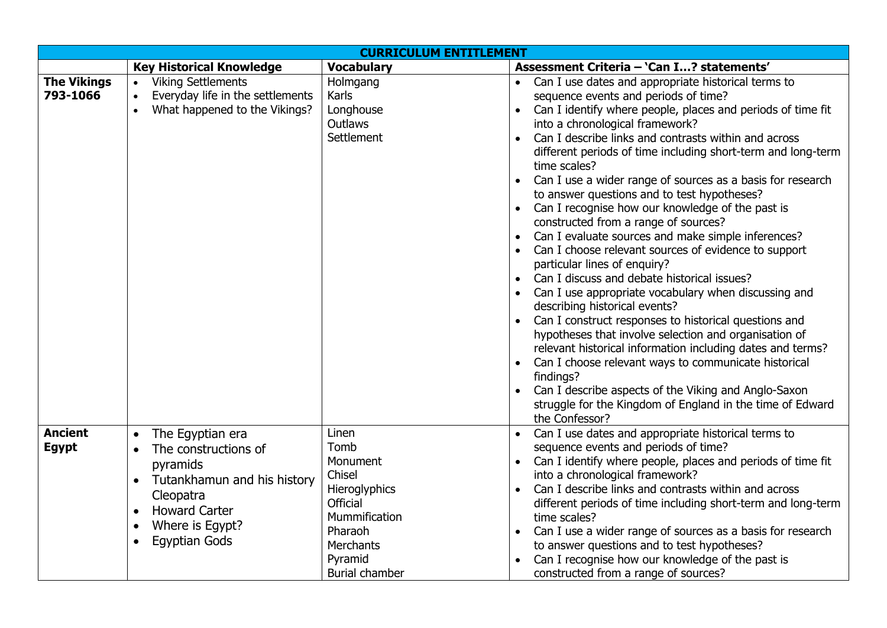| CURRICULUM ENTITLEMENT | | | |
|---|---|---|---|
| | **Key Historical Knowledge** | **Vocabulary** | **Assessment Criteria – 'Can I…? statements'** |
| **The Vikings 793-1066** | • Viking Settlements<br>• Everyday life in the settlements<br>• What happened to the Vikings? | Holmgang<br>Karls<br>Longhouse<br>Outlaws<br>Settlement | • Can I use dates and appropriate historical terms to sequence events and periods of time?<br>• Can I identify where people, places and periods of time fit into a chronological framework?<br>• Can I describe links and contrasts within and across different periods of time including short-term and long-term time scales?<br>• Can I use a wider range of sources as a basis for research to answer questions and to test hypotheses?<br>• Can I recognise how our knowledge of the past is constructed from a range of sources?<br>• Can I evaluate sources and make simple inferences?<br>• Can I choose relevant sources of evidence to support particular lines of enquiry?<br>• Can I discuss and debate historical issues?<br>• Can I use appropriate vocabulary when discussing and describing historical events?<br>• Can I construct responses to historical questions and hypotheses that involve selection and organisation of relevant historical information including dates and terms?<br>• Can I choose relevant ways to communicate historical findings?<br>• Can I describe aspects of the Viking and Anglo-Saxon struggle for the Kingdom of England in the time of Edward the Confessor? |
| **Ancient Egypt** | • The Egyptian era<br>• The constructions of pyramids<br>• Tutankhamun and his history Cleopatra<br>• Howard Carter<br>• Where is Egypt?<br>• Egyptian Gods | Linen<br>Tomb<br>Monument<br>Chisel<br>Hieroglyphics<br>Official<br>Mummification<br>Pharaoh<br>Merchants<br>Pyramid<br>Burial chamber | • Can I use dates and appropriate historical terms to sequence events and periods of time?<br>• Can I identify where people, places and periods of time fit into a chronological framework?<br>• Can I describe links and contrasts within and across different periods of time including short-term and long-term time scales?<br>• Can I use a wider range of sources as a basis for research to answer questions and to test hypotheses?<br>• Can I recognise how our knowledge of the past is constructed from a range of sources? |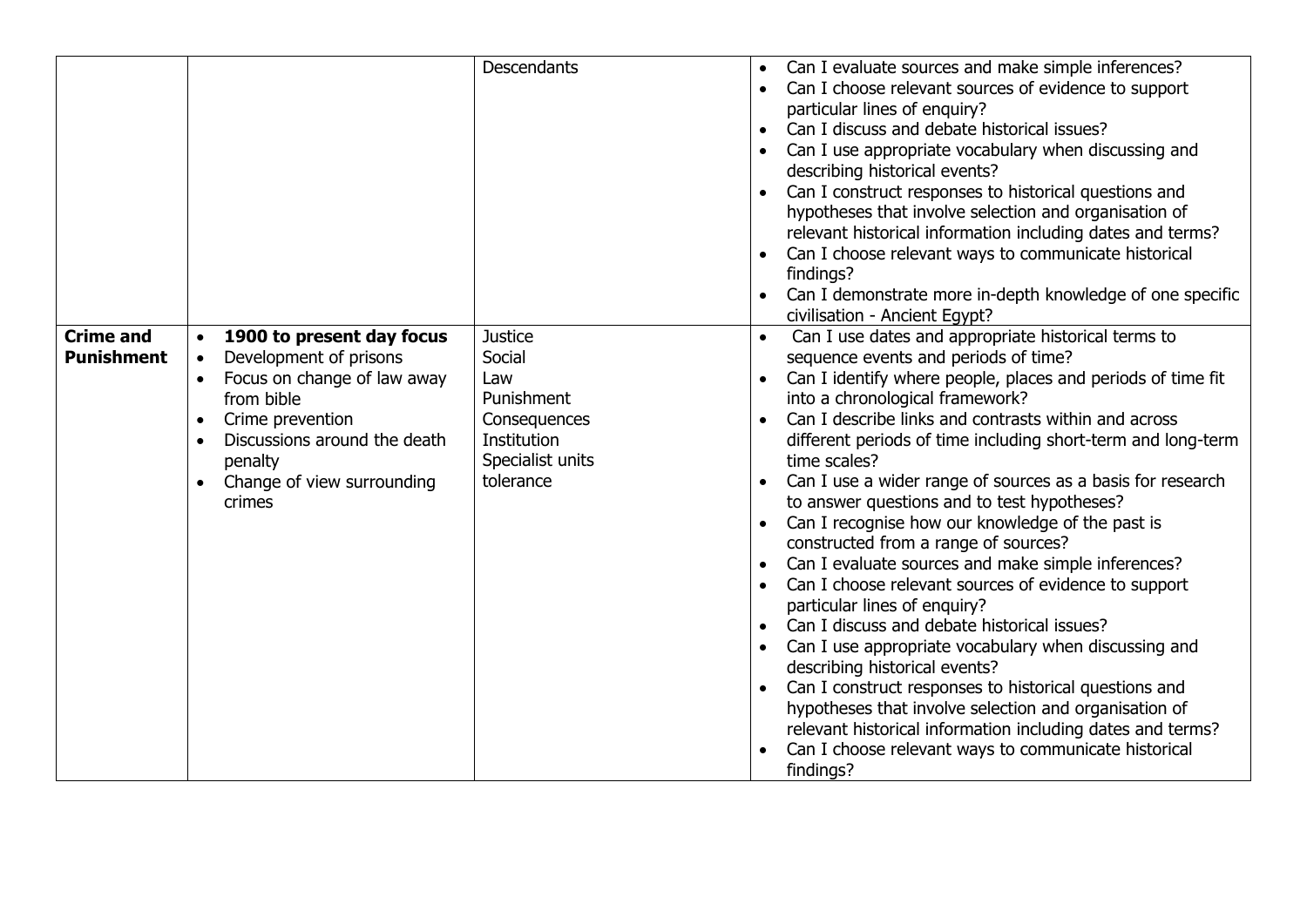| | | | |
|---|---|---|---|
| | | Descendants | • Can I evaluate sources and make simple inferences?<br>• Can I choose relevant sources of evidence to support particular lines of enquiry?<br>• Can I discuss and debate historical issues?<br>• Can I use appropriate vocabulary when discussing and describing historical events?<br>• Can I construct responses to historical questions and hypotheses that involve selection and organisation of relevant historical information including dates and terms?<br>• Can I choose relevant ways to communicate historical findings?<br>• Can I demonstrate more in-depth knowledge of one specific civilisation - Ancient Egypt? |
| **Crime and Punishment** | • **1900 to present day focus**<br>• Development of prisons<br>• Focus on change of law away from bible<br>• Crime prevention<br>• Discussions around the death penalty<br>• Change of view surrounding crimes | Justice<br>Social<br>Law<br>Punishment<br>Consequences<br>Institution<br>Specialist units<br>tolerance | • Can I use dates and appropriate historical terms to sequence events and periods of time?<br>• Can I identify where people, places and periods of time fit into a chronological framework?<br>• Can I describe links and contrasts within and across different periods of time including short-term and long-term time scales?<br>• Can I use a wider range of sources as a basis for research to answer questions and to test hypotheses?<br>• Can I recognise how our knowledge of the past is constructed from a range of sources?<br>• Can I evaluate sources and make simple inferences?<br>• Can I choose relevant sources of evidence to support particular lines of enquiry?<br>• Can I discuss and debate historical issues?<br>• Can I use appropriate vocabulary when discussing and describing historical events?<br>• Can I construct responses to historical questions and hypotheses that involve selection and organisation of relevant historical information including dates and terms?<br>• Can I choose relevant ways to communicate historical findings? |